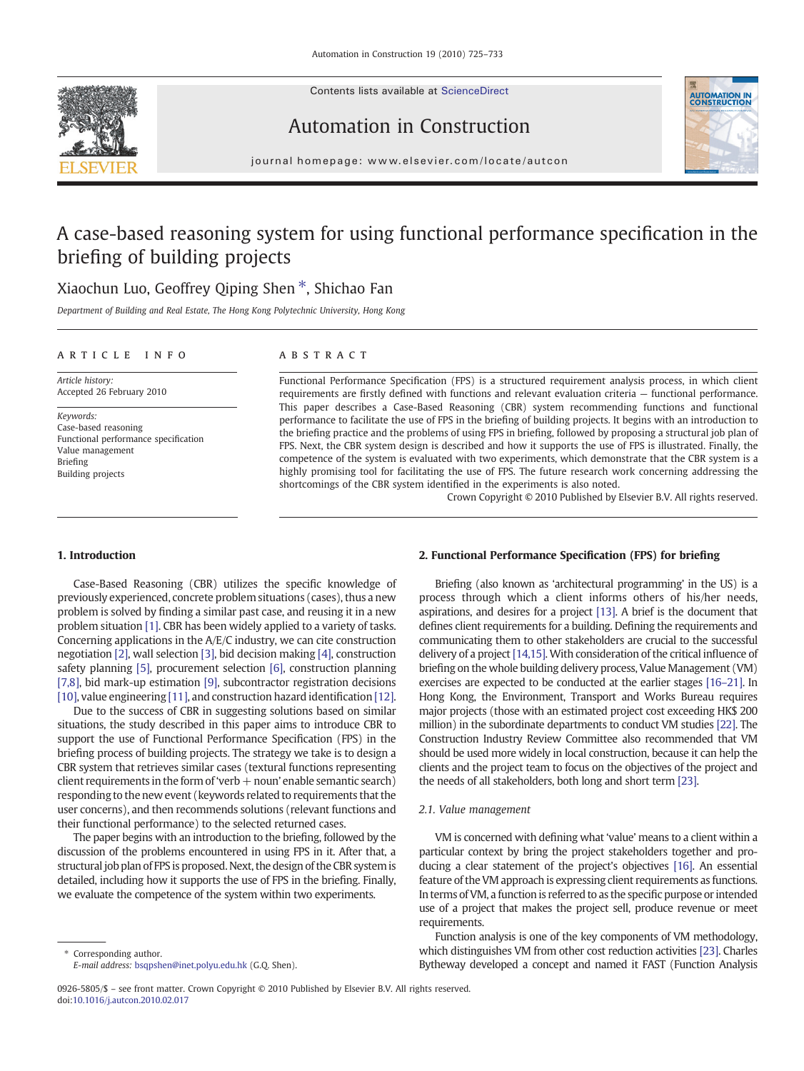Contents lists available at ScienceDirect

# Automation in Construction

journal homepage: www.elsevier.com/locate/autcon

# A case-based reasoning system for using functional performance specification in the briefing of building projects

Xiaochun Luo, Geoffrey Qiping Shen *, Shichao Fan

*Department of Building and Real Estate, The Hong Kong Polytechnic University, Hong Kong*

## ARTICLE INFO

*Article history:*
Accepted 26 February 2010

*Keywords:*
Case-based reasoning
Functional performance specification
Value management
Briefing
Building projects

## ABSTRACT

Functional Performance Specification (FPS) is a structured requirement analysis process, in which client requirements are firstly defined with functions and relevant evaluation criteria — functional performance. This paper describes a Case-Based Reasoning (CBR) system recommending functions and functional performance to facilitate the use of FPS in the briefing of building projects. It begins with an introduction to the briefing practice and the problems of using FPS in briefing, followed by proposing a structural job plan of FPS. Next, the CBR system design is described and how it supports the use of FPS is illustrated. Finally, the competence of the system is evaluated with two experiments, which demonstrate that the CBR system is a highly promising tool for facilitating the use of FPS. The future research work concerning addressing the shortcomings of the CBR system identified in the experiments is also noted.

Crown Copyright © 2010 Published by Elsevier B.V. All rights reserved.

## 1. Introduction

Case-Based Reasoning (CBR) utilizes the specific knowledge of previously experienced, concrete problem situations (cases), thus a new problem is solved by finding a similar past case, and reusing it in a new problem situation [1]. CBR has been widely applied to a variety of tasks. Concerning applications in the A/E/C industry, we can cite construction negotiation [2], wall selection [3], bid decision making [4], construction safety planning [5], procurement selection [6], construction planning [7,8], bid mark-up estimation [9], subcontractor registration decisions [10], value engineering [11], and construction hazard identification [12].

Due to the success of CBR in suggesting solutions based on similar situations, the study described in this paper aims to introduce CBR to support the use of Functional Performance Specification (FPS) in the briefing process of building projects. The strategy we take is to design a CBR system that retrieves similar cases (textural functions representing client requirements in the form of 'verb + noun' enable semantic search) responding to the new event (keywords related to requirements that the user concerns), and then recommends solutions (relevant functions and their functional performance) to the selected returned cases.

The paper begins with an introduction to the briefing, followed by the discussion of the problems encountered in using FPS in it. After that, a structural job plan of FPS is proposed. Next, the design of the CBR system is detailed, including how it supports the use of FPS in the briefing. Finally, we evaluate the competence of the system within two experiments.

## 2. Functional Performance Specification (FPS) for briefing

Briefing (also known as 'architectural programming' in the US) is a process through which a client informs others of his/her needs, aspirations, and desires for a project [13]. A brief is the document that defines client requirements for a building. Defining the requirements and communicating them to other stakeholders are crucial to the successful delivery of a project [14,15]. With consideration of the critical influence of briefing on the whole building delivery process, Value Management (VM) exercises are expected to be conducted at the earlier stages [16–21]. In Hong Kong, the Environment, Transport and Works Bureau requires major projects (those with an estimated project cost exceeding HK$ 200 million) in the subordinate departments to conduct VM studies [22]. The Construction Industry Review Committee also recommended that VM should be used more widely in local construction, because it can help the clients and the project team to focus on the objectives of the project and the needs of all stakeholders, both long and short term [23].

### 2.1. Value management

VM is concerned with defining what 'value' means to a client within a particular context by bring the project stakeholders together and producing a clear statement of the project's objectives [16]. An essential feature of the VM approach is expressing client requirements as functions. In terms of VM, a function is referred to as the specific purpose or intended use of a project that makes the project sell, produce revenue or meet requirements.

Function analysis is one of the key components of VM methodology, which distinguishes VM from other cost reduction activities [23]. Charles Bytheway developed a concept and named it FAST (Function Analysis

* Corresponding author.
*E-mail address:* bsqpshen@inet.polyu.edu.hk (G.Q. Shen).

0926-5805/$ – see front matter. Crown Copyright © 2010 Published by Elsevier B.V. All rights reserved.
doi:10.1016/j.autcon.2010.02.017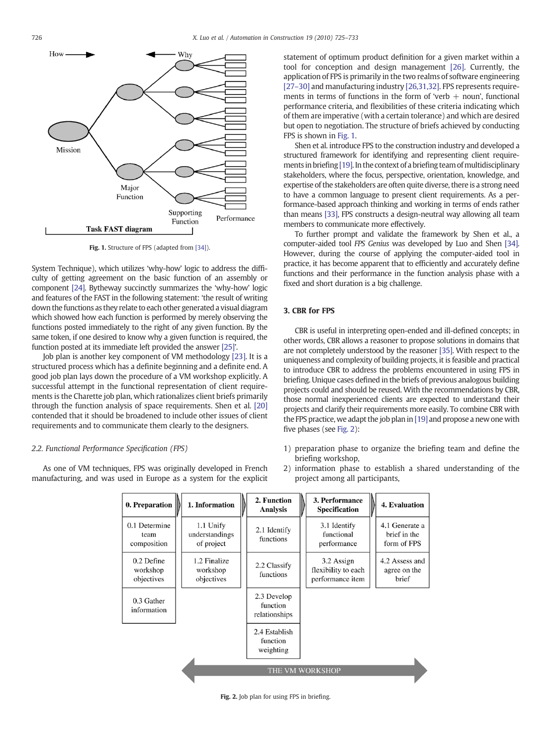Fig. 1. Structure of FPS (adapted from [34]).

System Technique), which utilizes 'why-how' logic to address the difficulty of getting agreement on the basic function of an assembly or component [24]. Bytheway succinctly summarizes the 'why-how' logic and features of the FAST in the following statement: 'the result of writing down the functions as they relate to each other generated a visual diagram which showed how each function is performed by merely observing the functions posted immediately to the right of any given function. By the same token, if one desired to know why a given function is required, the function posted at its immediate left provided the answer [25]'.

Job plan is another key component of VM methodology [23]. It is a structured process which has a definite beginning and a definite end. A good job plan lays down the procedure of a VM workshop explicitly. A successful attempt in the functional representation of client requirements is the Charette job plan, which rationalizes client briefs primarily through the function analysis of space requirements. Shen et al. [20] contended that it should be broadened to include other issues of client requirements and to communicate them clearly to the designers.

### 2.2. Functional Performance Specification (FPS)

As one of VM techniques, FPS was originally developed in French manufacturing, and was used in Europe as a system for the explicit statement of optimum product definition for a given market within a tool for conception and design management [26]. Currently, the application of FPS is primarily in the two realms of software engineering [27–30] and manufacturing industry [26,31,32]. FPS represents requirements in terms of functions in the form of 'verb + noun', functional performance criteria, and flexibilities of these criteria indicating which of them are imperative (with a certain tolerance) and which are desired but open to negotiation. The structure of briefs achieved by conducting FPS is shown in Fig. 1.

Shen et al. introduce FPS to the construction industry and developed a structured framework for identifying and representing client requirements in briefing [19]. In the context of a briefing team of multidisciplinary stakeholders, where the focus, perspective, orientation, knowledge, and expertise of the stakeholders are often quite diverse, there is a strong need to have a common language to present client requirements. As a performance-based approach thinking and working in terms of ends rather than means [33], FPS constructs a design-neutral way allowing all team members to communicate more effectively.

To further prompt and validate the framework by Shen et al., a computer-aided tool *FPS Genius* was developed by Luo and Shen [34]. However, during the course of applying the computer-aided tool in practice, it has become apparent that to efficiently and accurately define functions and their performance in the function analysis phase with a fixed and short duration is a big challenge.

## 3. CBR for FPS

CBR is useful in interpreting open-ended and ill-defined concepts; in other words, CBR allows a reasoner to propose solutions in domains that are not completely understood by the reasoner [35]. With respect to the uniqueness and complexity of building projects, it is feasible and practical to introduce CBR to address the problems encountered in using FPS in briefing. Unique cases defined in the briefs of previous analogous building projects could and should be reused. With the recommendations by CBR, those normal inexperienced clients are expected to understand their projects and clarify their requirements more easily. To combine CBR with the FPS practice, we adapt the job plan in [19] and propose a new one with five phases (see Fig. 2):

1) preparation phase to organize the briefing team and define the briefing workshop,
2) information phase to establish a shared understanding of the project among all participants,

| 0. Preparation | 1. Information | 2. Function Analysis | 3. Performance Specification | 4. Evaluation |
|---|---|---|---|---|
| 0.1 Determine team composition | 1.1 Unify understandings of project | 2.1 Identify functions | 3.1 Identify functional performance | 4.1 Generate a brief in the form of FPS |
| 0.2 Define workshop objectives | 1.2 Finalize workshop objectives | 2.2 Classify functions | 3.2 Assign flexibility to each performance item | 4.2 Assess and agree on the brief |
| 0.3 Gather information | | 2.3 Develop function relationships | | |
| | | 2.4 Establish function weighting | | |

THE VM WORKSHOP

Fig. 2. Job plan for using FPS in briefing.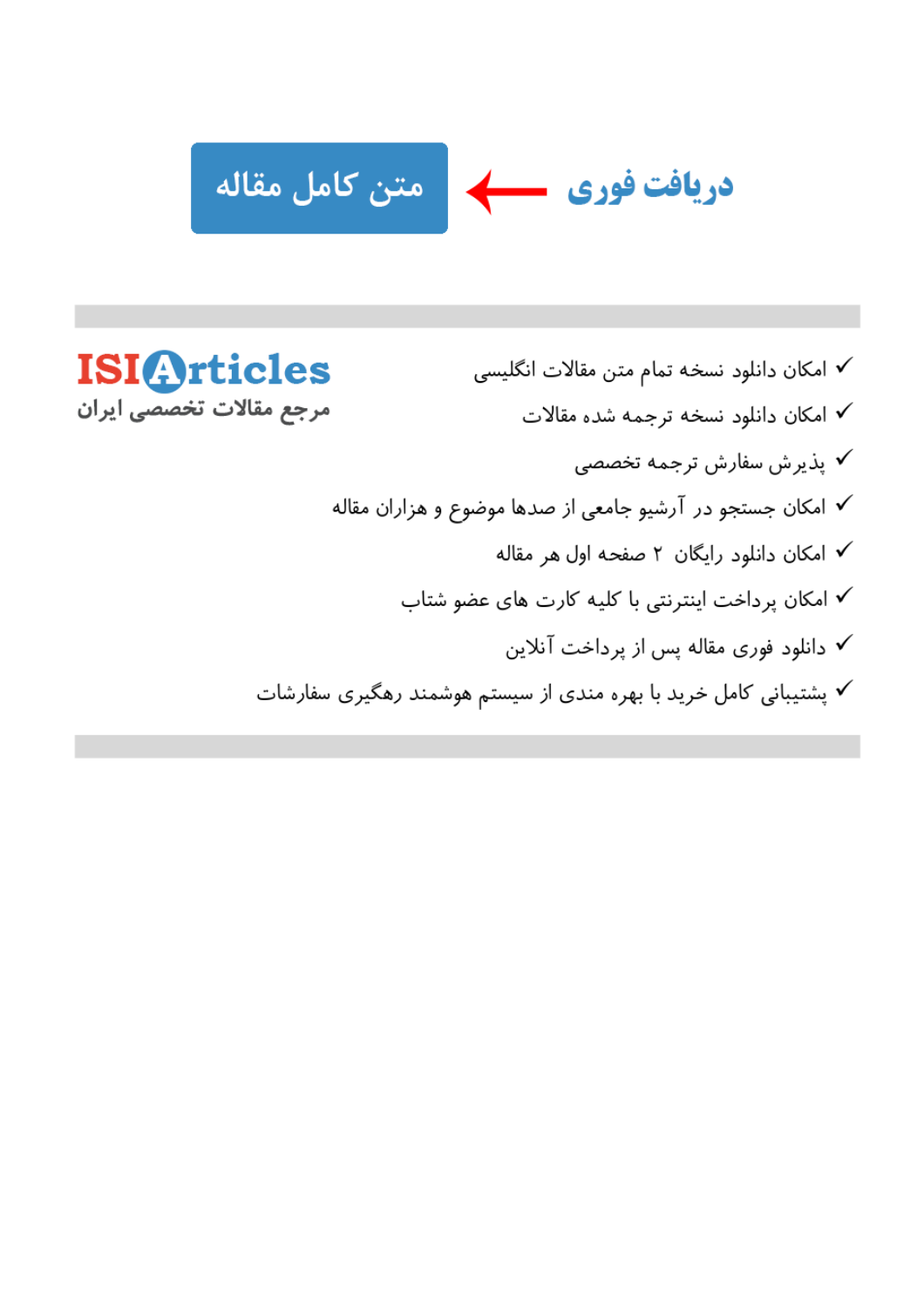دریافت فوری ← **متن کامل مقاله**

**ISIArticles**

مرجع مقالات تخصصی ایران

- ✓ امکان دانلود نسخه تمام متن مقالات انگلیسی
- ✓ امکان دانلود نسخه ترجمه شده مقالات
- ✓ پذیرش سفارش ترجمه تخصصی
- ✓ امکان جستجو در آرشیو جامعی از صدها موضوع و هزاران مقاله
- ✓ امکان دانلود رایگان ۲ صفحه اول هر مقاله
- ✓ امکان پرداخت اینترنتی با کلیه کارت های عضو شتاب
- ✓ دانلود فوری مقاله پس از پرداخت آنلاین
- ✓ پشتیبانی کامل خرید با بهره مندی از سیستم هوشمند رهگیری سفارشات